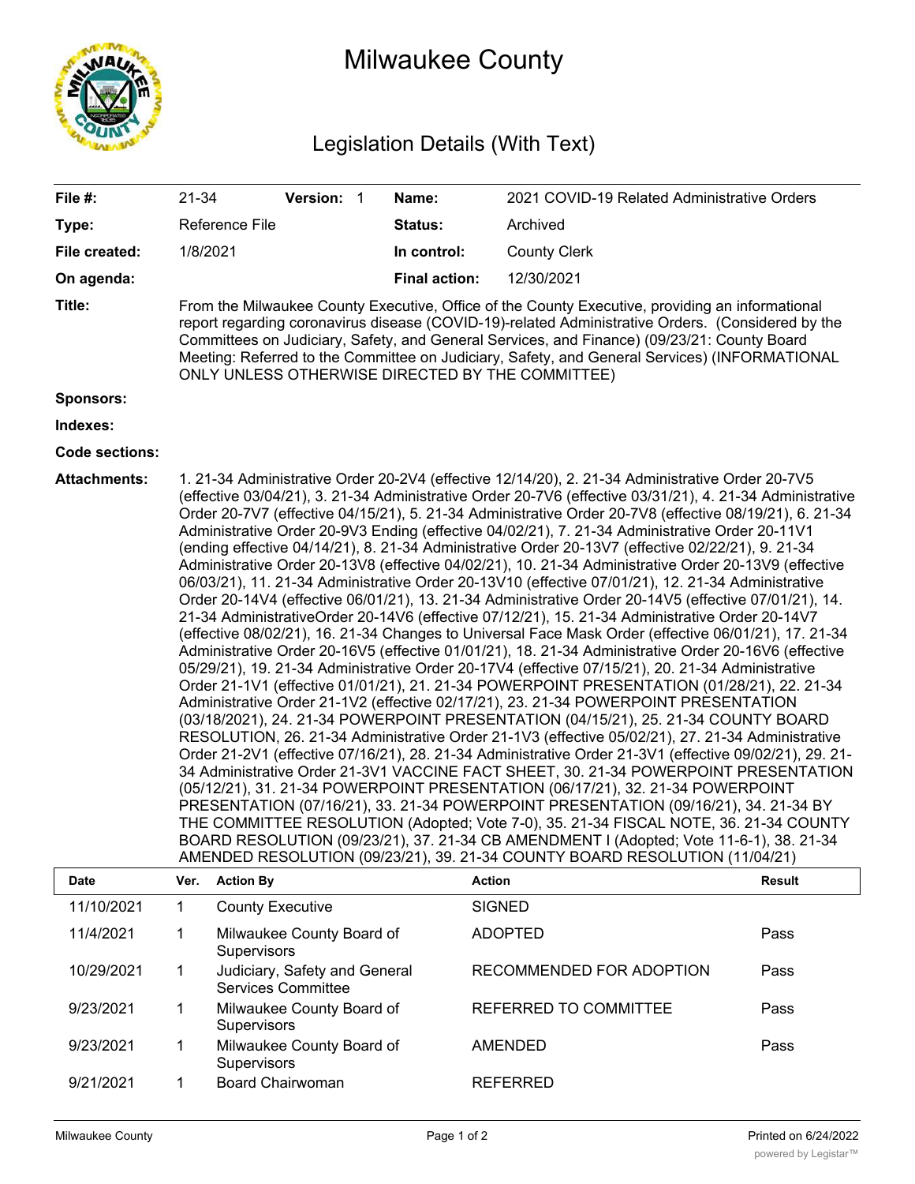# Milwaukee County

## Legislation Details (With Text)

| | | | |
|---|---|---|---|
| **File #:** | 21-34 **Version:** 1 | **Name:** | 2021 COVID-19 Related Administrative Orders |
| **Type:** | Reference File | **Status:** | Archived |
| **File created:** | 1/8/2021 | **In control:** | County Clerk |
| **On agenda:** | | **Final action:** | 12/30/2021 |

**Title:** From the Milwaukee County Executive, Office of the County Executive, providing an informational report regarding coronavirus disease (COVID-19)-related Administrative Orders. (Considered by the Committees on Judiciary, Safety, and General Services, and Finance) (09/23/21: County Board Meeting: Referred to the Committee on Judiciary, Safety, and General Services) (INFORMATIONAL ONLY UNLESS OTHERWISE DIRECTED BY THE COMMITTEE)

**Sponsors:**

**Indexes:**

**Code sections:**

**Attachments:** 1. 21-34 Administrative Order 20-2V4 (effective 12/14/20), 2. 21-34 Administrative Order 20-7V5 (effective 03/04/21), 3. 21-34 Administrative Order 20-7V6 (effective 03/31/21), 4. 21-34 Administrative Order 20-7V7 (effective 04/15/21), 5. 21-34 Administrative Order 20-7V8 (effective 08/19/21), 6. 21-34 Administrative Order 20-9V3 Ending (effective 04/02/21), 7. 21-34 Administrative Order 20-11V1 (ending effective 04/14/21), 8. 21-34 Administrative Order 20-13V7 (effective 02/22/21), 9. 21-34 Administrative Order 20-13V8 (effective 04/02/21), 10. 21-34 Administrative Order 20-13V9 (effective 06/03/21), 11. 21-34 Administrative Order 20-13V10 (effective 07/01/21), 12. 21-34 Administrative Order 20-14V4 (effective 06/01/21), 13. 21-34 Administrative Order 20-14V5 (effective 07/01/21), 14. 21-34 AdministrativeOrder 20-14V6 (effective 07/12/21), 15. 21-34 Administrative Order 20-14V7 (effective 08/02/21), 16. 21-34 Changes to Universal Face Mask Order (effective 06/01/21), 17. 21-34 Administrative Order 20-16V5 (effective 01/01/21), 18. 21-34 Administrative Order 20-16V6 (effective 05/29/21), 19. 21-34 Administrative Order 20-17V4 (effective 07/15/21), 20. 21-34 Administrative Order 21-1V1 (effective 01/01/21), 21. 21-34 POWERPOINT PRESENTATION (01/28/21), 22. 21-34 Administrative Order 21-1V2 (effective 02/17/21), 23. 21-34 POWERPOINT PRESENTATION (03/18/2021), 24. 21-34 POWERPOINT PRESENTATION (04/15/21), 25. 21-34 COUNTY BOARD RESOLUTION, 26. 21-34 Administrative Order 21-1V3 (effective 05/02/21), 27. 21-34 Administrative Order 21-2V1 (effective 07/16/21), 28. 21-34 Administrative Order 21-3V1 (effective 09/02/21), 29. 21-34 Administrative Order 21-3V1 VACCINE FACT SHEET, 30. 21-34 POWERPOINT PRESENTATION (05/12/21), 31. 21-34 POWERPOINT PRESENTATION (06/17/21), 32. 21-34 POWERPOINT PRESENTATION (07/16/21), 33. 21-34 POWERPOINT PRESENTATION (09/16/21), 34. 21-34 BY THE COMMITTEE RESOLUTION (Adopted; Vote 7-0), 35. 21-34 FISCAL NOTE, 36. 21-34 COUNTY BOARD RESOLUTION (09/23/21), 37. 21-34 CB AMENDMENT I (Adopted; Vote 11-6-1), 38. 21-34 AMENDED RESOLUTION (09/23/21), 39. 21-34 COUNTY BOARD RESOLUTION (11/04/21)

| Date | Ver. | Action By | Action | Result |
|---|---|---|---|---|
| 11/10/2021 | 1 | County Executive | SIGNED | |
| 11/4/2021 | 1 | Milwaukee County Board of Supervisors | ADOPTED | Pass |
| 10/29/2021 | 1 | Judiciary, Safety and General Services Committee | RECOMMENDED FOR ADOPTION | Pass |
| 9/23/2021 | 1 | Milwaukee County Board of Supervisors | REFERRED TO COMMITTEE | Pass |
| 9/23/2021 | 1 | Milwaukee County Board of Supervisors | AMENDED | Pass |
| 9/21/2021 | 1 | Board Chairwoman | REFERRED | |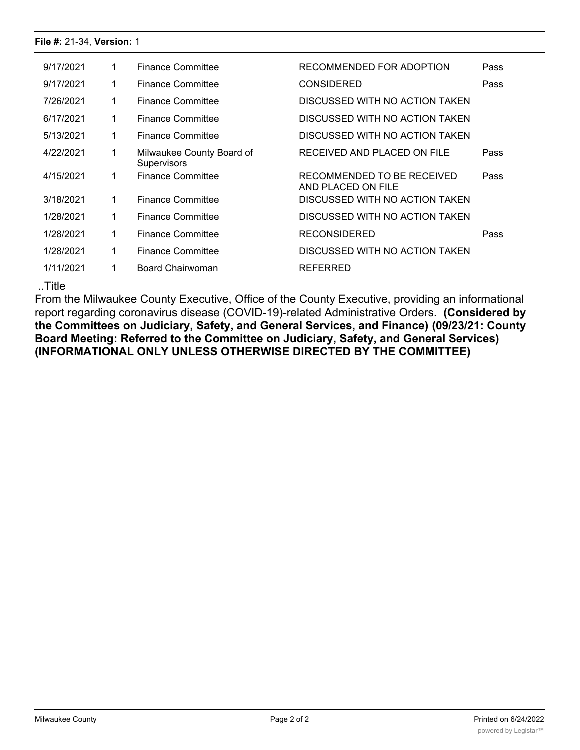**File #:** 21-34, **Version:** 1

| | | | | |
|---|---|---|---|---|
| 9/17/2021 | 1 | Finance Committee | RECOMMENDED FOR ADOPTION | Pass |
| 9/17/2021 | 1 | Finance Committee | CONSIDERED | Pass |
| 7/26/2021 | 1 | Finance Committee | DISCUSSED WITH NO ACTION TAKEN | |
| 6/17/2021 | 1 | Finance Committee | DISCUSSED WITH NO ACTION TAKEN | |
| 5/13/2021 | 1 | Finance Committee | DISCUSSED WITH NO ACTION TAKEN | |
| 4/22/2021 | 1 | Milwaukee County Board of Supervisors | RECEIVED AND PLACED ON FILE | Pass |
| 4/15/2021 | 1 | Finance Committee | RECOMMENDED TO BE RECEIVED AND PLACED ON FILE | Pass |
| 3/18/2021 | 1 | Finance Committee | DISCUSSED WITH NO ACTION TAKEN | |
| 1/28/2021 | 1 | Finance Committee | DISCUSSED WITH NO ACTION TAKEN | |
| 1/28/2021 | 1 | Finance Committee | RECONSIDERED | Pass |
| 1/28/2021 | 1 | Finance Committee | DISCUSSED WITH NO ACTION TAKEN | |
| 1/11/2021 | 1 | Board Chairwoman | REFERRED | |

..Title

From the Milwaukee County Executive, Office of the County Executive, providing an informational report regarding coronavirus disease (COVID-19)-related Administrative Orders. **(Considered by the Committees on Judiciary, Safety, and General Services, and Finance) (09/23/21: County Board Meeting: Referred to the Committee on Judiciary, Safety, and General Services) (INFORMATIONAL ONLY UNLESS OTHERWISE DIRECTED BY THE COMMITTEE)**